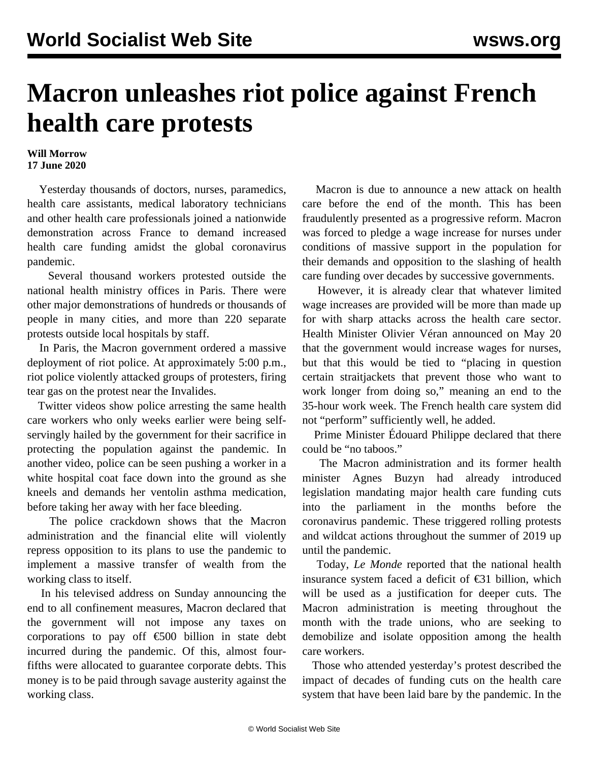# Macron unleashes riot police against French health care protests

**Will Morrow**
**17 June 2020**

Yesterday thousands of doctors, nurses, paramedics, health care assistants, medical laboratory technicians and other health care professionals joined a nationwide demonstration across France to demand increased health care funding amidst the global coronavirus pandemic.

Several thousand workers protested outside the national health ministry offices in Paris. There were other major demonstrations of hundreds or thousands of people in many cities, and more than 220 separate protests outside local hospitals by staff.

In Paris, the Macron government ordered a massive deployment of riot police. At approximately 5:00 p.m., riot police violently attacked groups of protesters, firing tear gas on the protest near the Invalides.

Twitter videos show police arresting the same health care workers who only weeks earlier were being self-servingly hailed by the government for their sacrifice in protecting the population against the pandemic. In another video, police can be seen pushing a worker in a white hospital coat face down into the ground as she kneels and demands her ventolin asthma medication, before taking her away with her face bleeding.

The police crackdown shows that the Macron administration and the financial elite will violently repress opposition to its plans to use the pandemic to implement a massive transfer of wealth from the working class to itself.

In his televised address on Sunday announcing the end to all confinement measures, Macron declared that the government will not impose any taxes on corporations to pay off €500 billion in state debt incurred during the pandemic. Of this, almost four-fifths were allocated to guarantee corporate debts. This money is to be paid through savage austerity against the working class.

Macron is due to announce a new attack on health care before the end of the month. This has been fraudulently presented as a progressive reform. Macron was forced to pledge a wage increase for nurses under conditions of massive support in the population for their demands and opposition to the slashing of health care funding over decades by successive governments.

However, it is already clear that whatever limited wage increases are provided will be more than made up for with sharp attacks across the health care sector. Health Minister Olivier Véran announced on May 20 that the government would increase wages for nurses, but that this would be tied to "placing in question certain straitjackets that prevent those who want to work longer from doing so," meaning an end to the 35-hour work week. The French health care system did not "perform" sufficiently well, he added.

Prime Minister Édouard Philippe declared that there could be "no taboos."

The Macron administration and its former health minister Agnes Buzyn had already introduced legislation mandating major health care funding cuts into the parliament in the months before the coronavirus pandemic. These triggered rolling protests and wildcat actions throughout the summer of 2019 up until the pandemic.

Today, *Le Monde* reported that the national health insurance system faced a deficit of €31 billion, which will be used as a justification for deeper cuts. The Macron administration is meeting throughout the month with the trade unions, who are seeking to demobilize and isolate opposition among the health care workers.

Those who attended yesterday's protest described the impact of decades of funding cuts on the health care system that have been laid bare by the pandemic. In the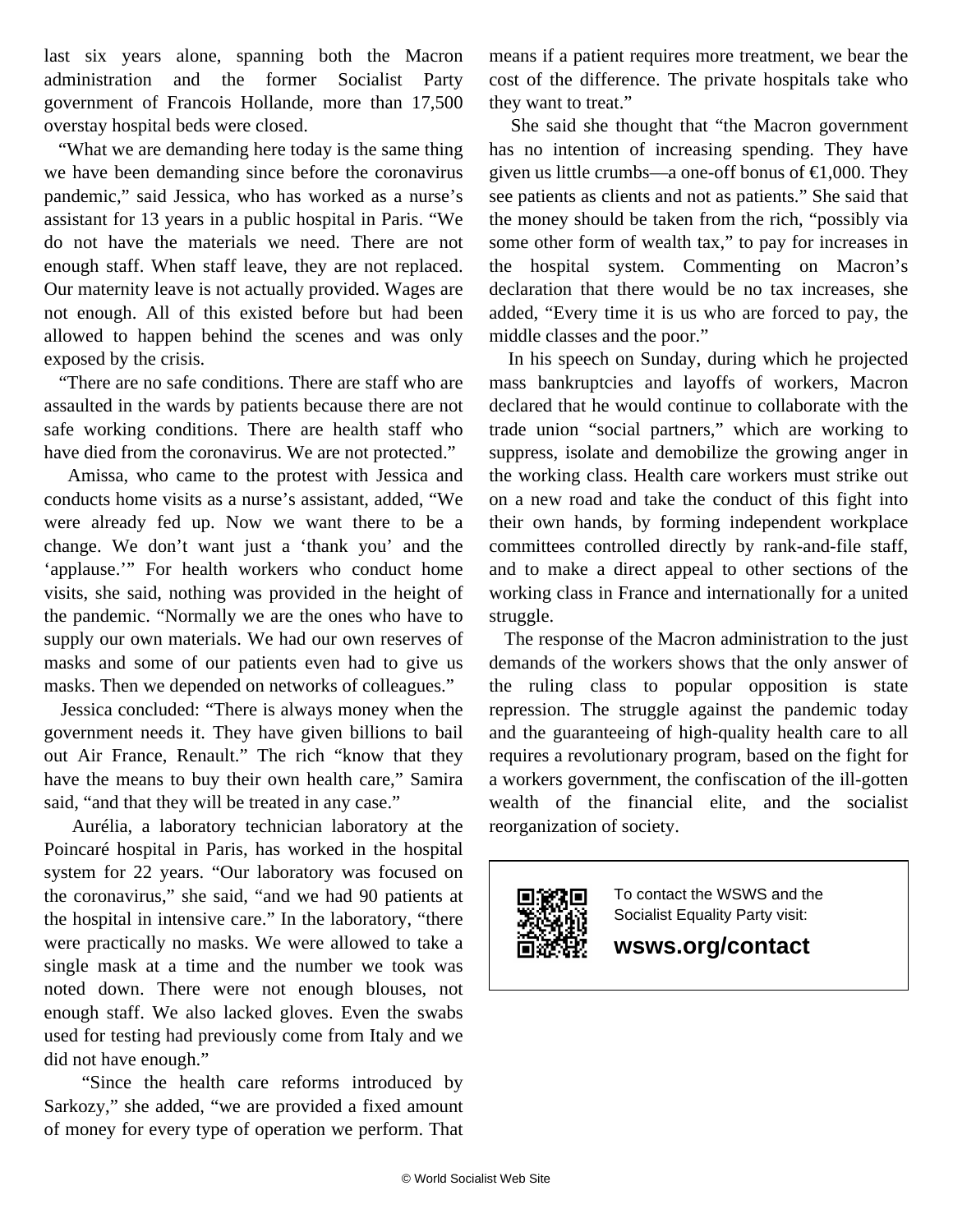last six years alone, spanning both the Macron administration and the former Socialist Party government of Francois Hollande, more than 17,500 overstay hospital beds were closed.

"What we are demanding here today is the same thing we have been demanding since before the coronavirus pandemic," said Jessica, who has worked as a nurse's assistant for 13 years in a public hospital in Paris. "We do not have the materials we need. There are not enough staff. When staff leave, they are not replaced. Our maternity leave is not actually provided. Wages are not enough. All of this existed before but had been allowed to happen behind the scenes and was only exposed by the crisis.

"There are no safe conditions. There are staff who are assaulted in the wards by patients because there are not safe working conditions. There are health staff who have died from the coronavirus. We are not protected."

Amissa, who came to the protest with Jessica and conducts home visits as a nurse's assistant, added, "We were already fed up. Now we want there to be a change. We don't want just a 'thank you' and the 'applause.'" For health workers who conduct home visits, she said, nothing was provided in the height of the pandemic. "Normally we are the ones who have to supply our own materials. We had our own reserves of masks and some of our patients even had to give us masks. Then we depended on networks of colleagues."

Jessica concluded: "There is always money when the government needs it. They have given billions to bail out Air France, Renault." The rich "know that they have the means to buy their own health care," Samira said, "and that they will be treated in any case."

Aurélia, a laboratory technician laboratory at the Poincaré hospital in Paris, has worked in the hospital system for 22 years. "Our laboratory was focused on the coronavirus," she said, "and we had 90 patients at the hospital in intensive care." In the laboratory, "there were practically no masks. We were allowed to take a single mask at a time and the number we took was noted down. There were not enough blouses, not enough staff. We also lacked gloves. Even the swabs used for testing had previously come from Italy and we did not have enough."

"Since the health care reforms introduced by Sarkozy," she added, "we are provided a fixed amount of money for every type of operation we perform. That means if a patient requires more treatment, we bear the cost of the difference. The private hospitals take who they want to treat."

She said she thought that "the Macron government has no intention of increasing spending. They have given us little crumbs—a one-off bonus of €1,000. They see patients as clients and not as patients." She said that the money should be taken from the rich, "possibly via some other form of wealth tax," to pay for increases in the hospital system. Commenting on Macron's declaration that there would be no tax increases, she added, "Every time it is us who are forced to pay, the middle classes and the poor."

In his speech on Sunday, during which he projected mass bankruptcies and layoffs of workers, Macron declared that he would continue to collaborate with the trade union "social partners," which are working to suppress, isolate and demobilize the growing anger in the working class. Health care workers must strike out on a new road and take the conduct of this fight into their own hands, by forming independent workplace committees controlled directly by rank-and-file staff, and to make a direct appeal to other sections of the working class in France and internationally for a united struggle.

The response of the Macron administration to the just demands of the workers shows that the only answer of the ruling class to popular opposition is state repression. The struggle against the pandemic today and the guaranteeing of high-quality health care to all requires a revolutionary program, based on the fight for a workers government, the confiscation of the ill-gotten wealth of the financial elite, and the socialist reorganization of society.

To contact the WSWS and the Socialist Equality Party visit:

**wsws.org/contact**